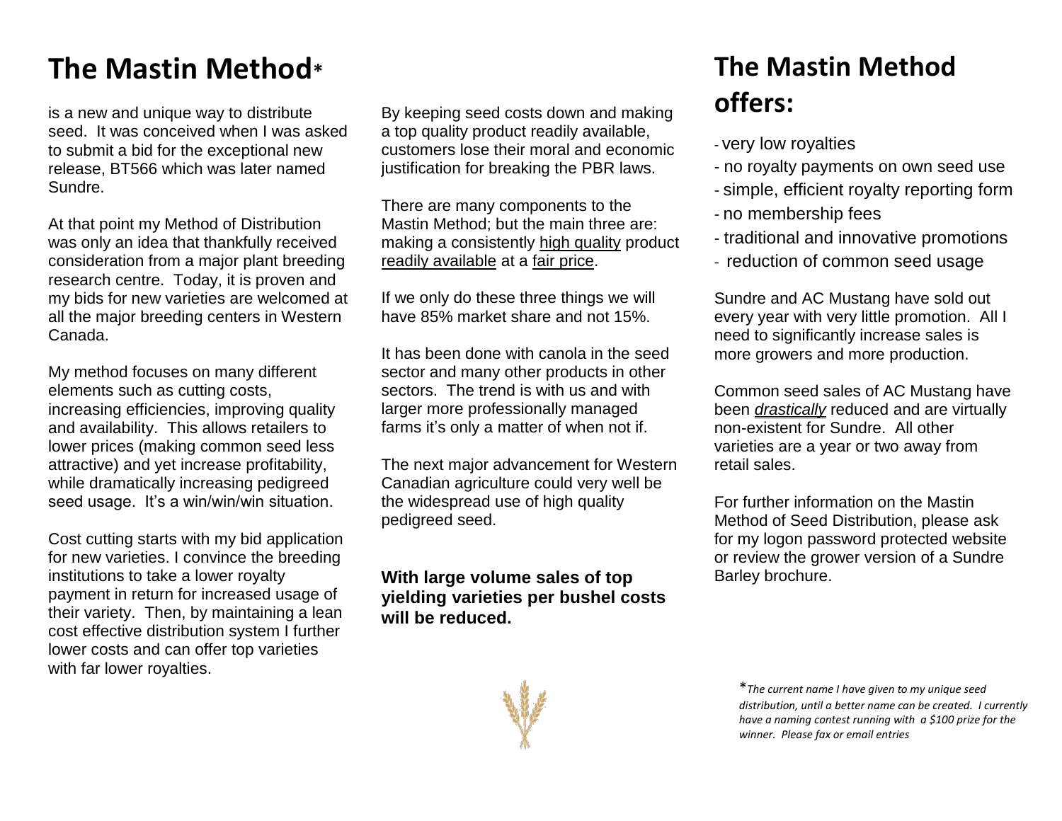# The Mastin Method*

is a new and unique way to distribute seed. It was conceived when I was asked to submit a bid for the exceptional new release, BT566 which was later named Sundre.

At that point my Method of Distribution was only an idea that thankfully received consideration from a major plant breeding research centre. Today, it is proven and my bids for new varieties are welcomed at all the major breeding centers in Western Canada.

My method focuses on many different elements such as cutting costs, increasing efficiencies, improving quality and availability. This allows retailers to lower prices (making common seed less attractive) and yet increase profitability, while dramatically increasing pedigreed seed usage. It's a win/win/win situation.

Cost cutting starts with my bid application for new varieties. I convince the breeding institutions to take a lower royalty payment in return for increased usage of their variety. Then, by maintaining a lean cost effective distribution system I further lower costs and can offer top varieties with far lower royalties.

By keeping seed costs down and making a top quality product readily available, customers lose their moral and economic justification for breaking the PBR laws.

There are many components to the Mastin Method; but the main three are: making a consistently high quality product readily available at a fair price.

If we only do these three things we will have 85% market share and not 15%.

It has been done with canola in the seed sector and many other products in other sectors. The trend is with us and with larger more professionally managed farms it's only a matter of when not if.

The next major advancement for Western Canadian agriculture could very well be the widespread use of high quality pedigreed seed.

**With large volume sales of top yielding varieties per bushel costs will be reduced.**

# The Mastin Method offers:

- very low royalties
- no royalty payments on own seed use
- simple, efficient royalty reporting form
- no membership fees
- traditional and innovative promotions
- reduction of common seed usage

Sundre and AC Mustang have sold out every year with very little promotion. All I need to significantly increase sales is more growers and more production.

Common seed sales of AC Mustang have been ***drastically*** reduced and are virtually non-existent for Sundre. All other varieties are a year or two away from retail sales.

For further information on the Mastin Method of Seed Distribution, please ask for my logon password protected website or review the grower version of a Sundre Barley brochure.

**The current name I have given to my unique seed distribution, until a better name can be created. I currently have a naming contest running with a $100 prize for the winner. Please fax or email entries*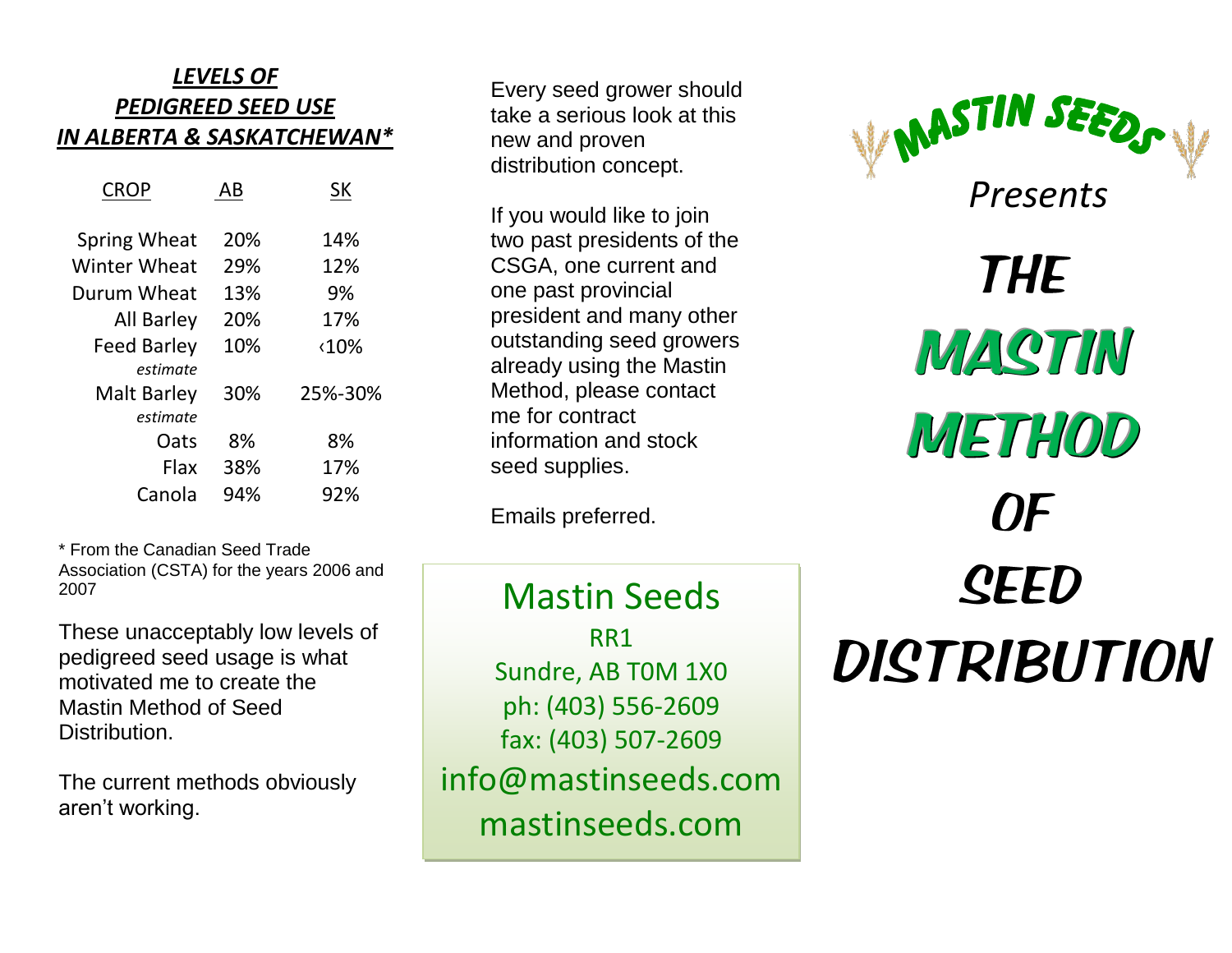## *LEVELS OF PEDIGREED SEED USE IN ALBERTA & SASKATCHEWAN**

| CROP | AB | SK |
|---|---|---|
| Spring Wheat | 20% | 14% |
| Winter Wheat | 29% | 12% |
| Durum Wheat | 13% | 9% |
| All Barley | 20% | 17% |
| Feed Barley *estimate* | 10% | ‹10% |
| Malt Barley *estimate* | 30% | 25%-30% |
| Oats | 8% | 8% |
| Flax | 38% | 17% |
| Canola | 94% | 92% |

* From the Canadian Seed Trade Association (CSTA) for the years 2006 and 2007

These unacceptably low levels of pedigreed seed usage is what motivated me to create the Mastin Method of Seed Distribution.

The current methods obviously aren't working.

Every seed grower should take a serious look at this new and proven distribution concept.

If you would like to join two past presidents of the CSGA, one current and one past provincial president and many other outstanding seed growers already using the Mastin Method, please contact me for contract information and stock seed supplies.

Emails preferred.

Mastin Seeds
RR1
Sundre, AB T0M 1X0
ph: (403) 556-2609
fax: (403) 507-2609
info@mastinseeds.com
mastinseeds.com

MASTIN SEEDS

*Presents*

# THE MASTIN METHOD OF SEED DISTRIBUTION